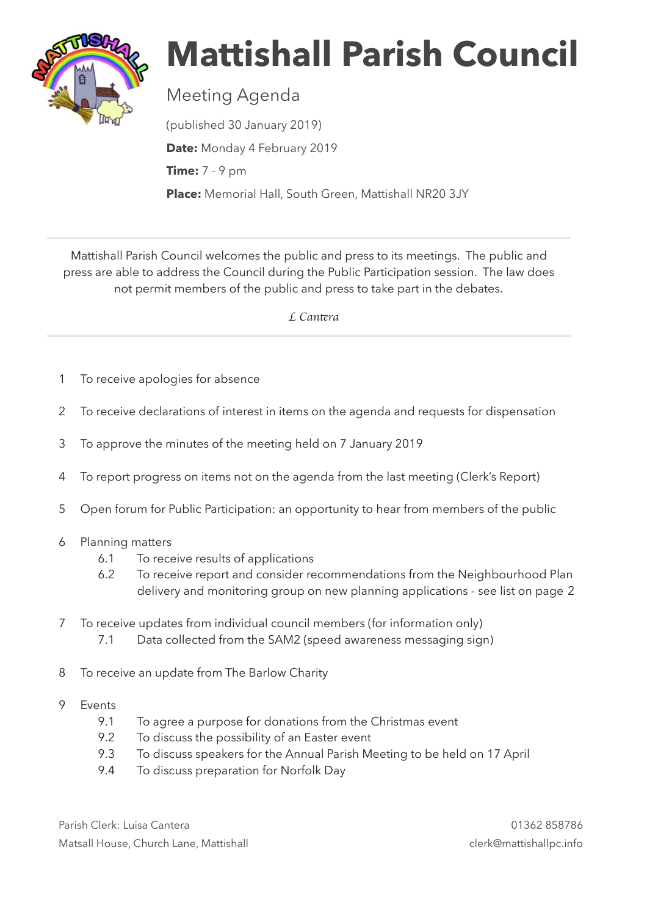# Mattishall Parish Council

## Meeting Agenda

(published 30 January 2019)

**Date:** Monday 4 February 2019

**Time:** 7 - 9 pm

**Place:** Memorial Hall, South Green, Mattishall NR20 3JY

---

Mattishall Parish Council welcomes the public and press to its meetings. The public and press are able to address the Council during the Public Participation session. The law does not permit members of the public and press to take part in the debates.

*L Cantera*

---

1. To receive apologies for absence
2. To receive declarations of interest in items on the agenda and requests for dispensation
3. To approve the minutes of the meeting held on 7 January 2019
4. To report progress on items not on the agenda from the last meeting (Clerk's Report)
5. Open forum for Public Participation: an opportunity to hear from members of the public
6. Planning matters
   - 6.1 To receive results of applications
   - 6.2 To receive report and consider recommendations from the Neighbourhood Plan delivery and monitoring group on new planning applications - see list on page 2
7. To receive updates from individual council members (for information only)
   - 7.1 Data collected from the SAM2 (speed awareness messaging sign)
8. To receive an update from The Barlow Charity
9. Events
   - 9.1 To agree a purpose for donations from the Christmas event
   - 9.2 To discuss the possibility of an Easter event
   - 9.3 To discuss speakers for the Annual Parish Meeting to be held on 17 April
   - 9.4 To discuss preparation for Norfolk Day

Parish Clerk: Luisa Cantera
Matsall House, Church Lane, Mattishall

01362 858786
clerk@mattishallpc.info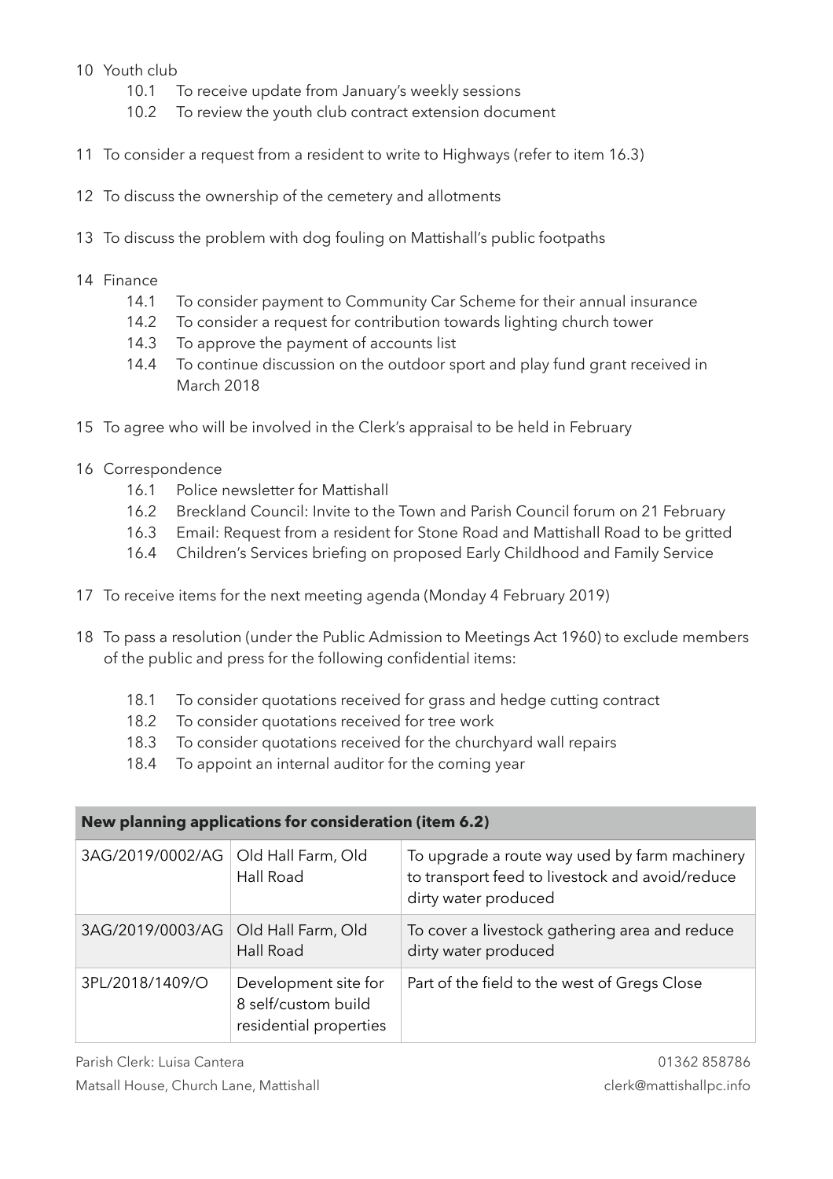10 Youth club
   - 10.1 To receive update from January's weekly sessions
   - 10.2 To review the youth club contract extension document

11 To consider a request from a resident to write to Highways (refer to item 16.3)

12 To discuss the ownership of the cemetery and allotments

13 To discuss the problem with dog fouling on Mattishall's public footpaths

14 Finance
   - 14.1 To consider payment to Community Car Scheme for their annual insurance
   - 14.2 To consider a request for contribution towards lighting church tower
   - 14.3 To approve the payment of accounts list
   - 14.4 To continue discussion on the outdoor sport and play fund grant received in March 2018

15 To agree who will be involved in the Clerk's appraisal to be held in February

16 Correspondence
   - 16.1 Police newsletter for Mattishall
   - 16.2 Breckland Council: Invite to the Town and Parish Council forum on 21 February
   - 16.3 Email: Request from a resident for Stone Road and Mattishall Road to be gritted
   - 16.4 Children's Services briefing on proposed Early Childhood and Family Service

17 To receive items for the next meeting agenda (Monday 4 February 2019)

18 To pass a resolution (under the Public Admission to Meetings Act 1960) to exclude members of the public and press for the following confidential items:
   - 18.1 To consider quotations received for grass and hedge cutting contract
   - 18.2 To consider quotations received for tree work
   - 18.3 To consider quotations received for the churchyard wall repairs
   - 18.4 To appoint an internal auditor for the coming year

| **New planning applications for consideration (item 6.2)** | | |
|---|---|---|
| 3AG/2019/0002/AG | Old Hall Farm, Old Hall Road | To upgrade a route way used by farm machinery to transport feed to livestock and avoid/reduce dirty water produced |
| 3AG/2019/0003/AG | Old Hall Farm, Old Hall Road | To cover a livestock gathering area and reduce dirty water produced |
| 3PL/2018/1409/O | Development site for 8 self/custom build residential properties | Part of the field to the west of Gregs Close |

Parish Clerk: Luisa Cantera 01362 858786
Matsall House, Church Lane, Mattishall clerk@mattishallpc.info